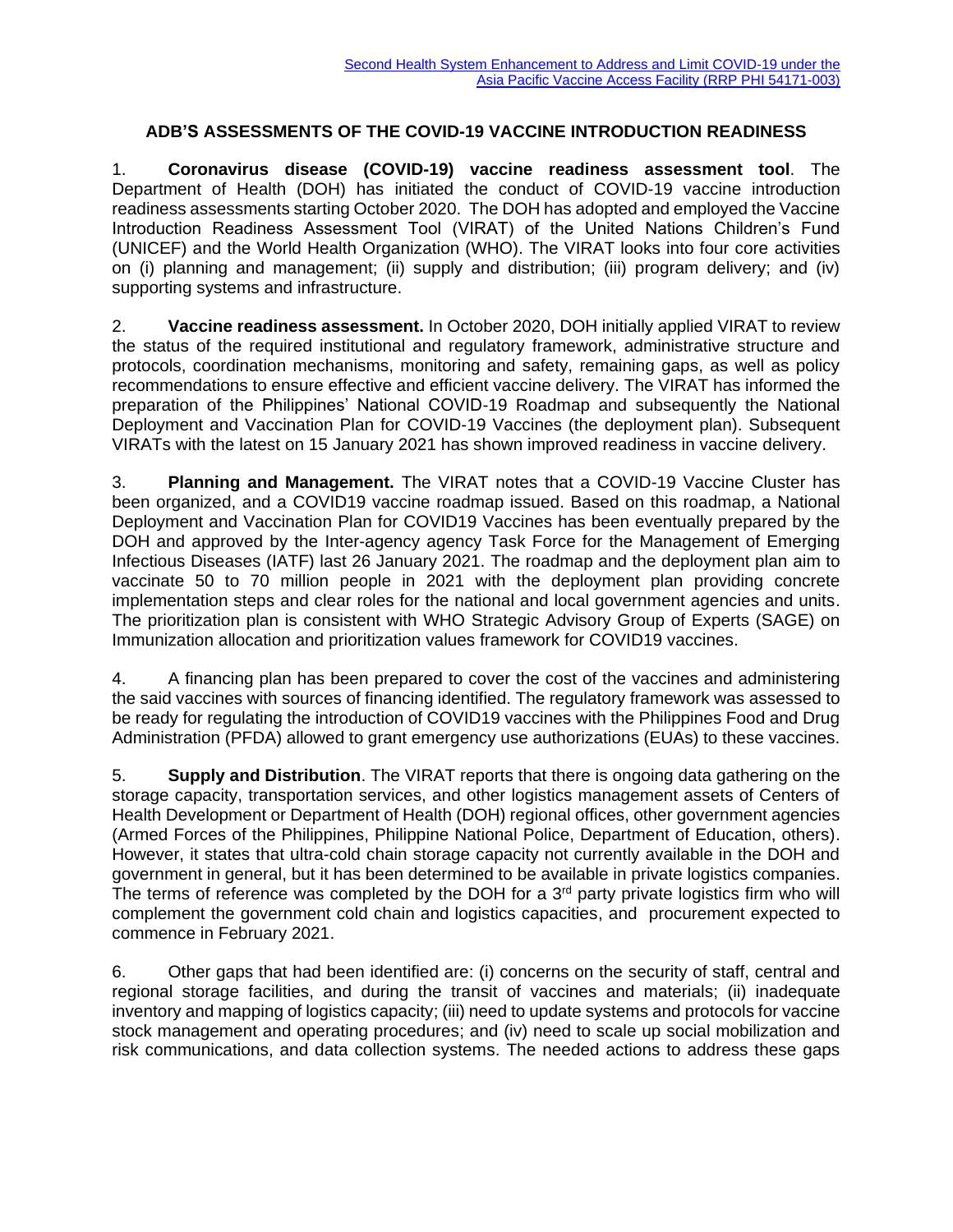Second Health System Enhancement to Address and Limit COVID-19 under the Asia Pacific Vaccine Access Facility (RRP PHI 54171-003)

## ADB'S ASSESSMENTS OF THE COVID-19 VACCINE INTRODUCTION READINESS

1. **Coronavirus disease (COVID-19) vaccine readiness assessment tool**. The Department of Health (DOH) has initiated the conduct of COVID-19 vaccine introduction readiness assessments starting October 2020. The DOH has adopted and employed the Vaccine Introduction Readiness Assessment Tool (VIRAT) of the United Nations Children's Fund (UNICEF) and the World Health Organization (WHO). The VIRAT looks into four core activities on (i) planning and management; (ii) supply and distribution; (iii) program delivery; and (iv) supporting systems and infrastructure.

2. **Vaccine readiness assessment.** In October 2020, DOH initially applied VIRAT to review the status of the required institutional and regulatory framework, administrative structure and protocols, coordination mechanisms, monitoring and safety, remaining gaps, as well as policy recommendations to ensure effective and efficient vaccine delivery. The VIRAT has informed the preparation of the Philippines' National COVID-19 Roadmap and subsequently the National Deployment and Vaccination Plan for COVID-19 Vaccines (the deployment plan). Subsequent VIRATs with the latest on 15 January 2021 has shown improved readiness in vaccine delivery.

3. **Planning and Management.** The VIRAT notes that a COVID-19 Vaccine Cluster has been organized, and a COVID19 vaccine roadmap issued. Based on this roadmap, a National Deployment and Vaccination Plan for COVID19 Vaccines has been eventually prepared by the DOH and approved by the Inter-agency agency Task Force for the Management of Emerging Infectious Diseases (IATF) last 26 January 2021. The roadmap and the deployment plan aim to vaccinate 50 to 70 million people in 2021 with the deployment plan providing concrete implementation steps and clear roles for the national and local government agencies and units. The prioritization plan is consistent with WHO Strategic Advisory Group of Experts (SAGE) on Immunization allocation and prioritization values framework for COVID19 vaccines.

4. A financing plan has been prepared to cover the cost of the vaccines and administering the said vaccines with sources of financing identified. The regulatory framework was assessed to be ready for regulating the introduction of COVID19 vaccines with the Philippines Food and Drug Administration (PFDA) allowed to grant emergency use authorizations (EUAs) to these vaccines.

5. **Supply and Distribution**. The VIRAT reports that there is ongoing data gathering on the storage capacity, transportation services, and other logistics management assets of Centers of Health Development or Department of Health (DOH) regional offices, other government agencies (Armed Forces of the Philippines, Philippine National Police, Department of Education, others). However, it states that ultra-cold chain storage capacity not currently available in the DOH and government in general, but it has been determined to be available in private logistics companies. The terms of reference was completed by the DOH for a 3rd party private logistics firm who will complement the government cold chain and logistics capacities, and procurement expected to commence in February 2021.

6. Other gaps that had been identified are: (i) concerns on the security of staff, central and regional storage facilities, and during the transit of vaccines and materials; (ii) inadequate inventory and mapping of logistics capacity; (iii) need to update systems and protocols for vaccine stock management and operating procedures; and (iv) need to scale up social mobilization and risk communications, and data collection systems. The needed actions to address these gaps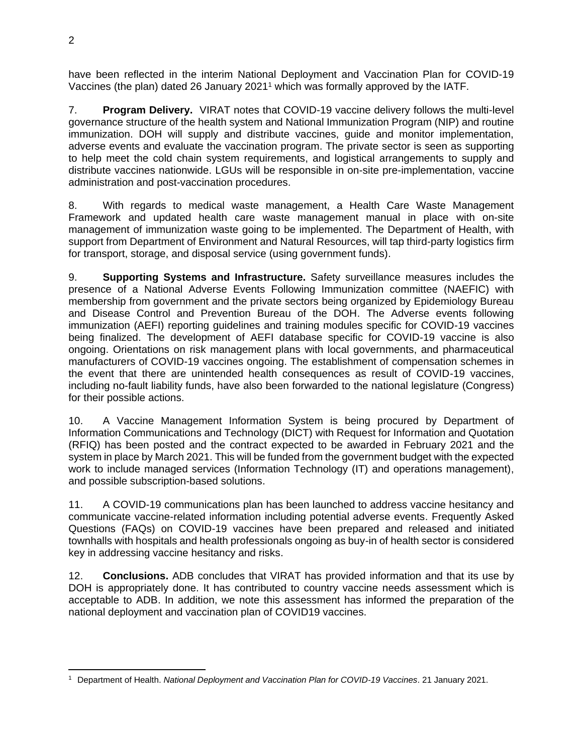have been reflected in the interim National Deployment and Vaccination Plan for COVID-19 Vaccines (the plan) dated 26 January 2021[1] which was formally approved by the IATF.

7. **Program Delivery.** VIRAT notes that COVID-19 vaccine delivery follows the multi-level governance structure of the health system and National Immunization Program (NIP) and routine immunization. DOH will supply and distribute vaccines, guide and monitor implementation, adverse events and evaluate the vaccination program. The private sector is seen as supporting to help meet the cold chain system requirements, and logistical arrangements to supply and distribute vaccines nationwide. LGUs will be responsible in on-site pre-implementation, vaccine administration and post-vaccination procedures.

8. With regards to medical waste management, a Health Care Waste Management Framework and updated health care waste management manual in place with on-site management of immunization waste going to be implemented. The Department of Health, with support from Department of Environment and Natural Resources, will tap third-party logistics firm for transport, storage, and disposal service (using government funds).

9. **Supporting Systems and Infrastructure.** Safety surveillance measures includes the presence of a National Adverse Events Following Immunization committee (NAEFIC) with membership from government and the private sectors being organized by Epidemiology Bureau and Disease Control and Prevention Bureau of the DOH. The Adverse events following immunization (AEFI) reporting guidelines and training modules specific for COVID-19 vaccines being finalized. The development of AEFI database specific for COVID-19 vaccine is also ongoing. Orientations on risk management plans with local governments, and pharmaceutical manufacturers of COVID-19 vaccines ongoing. The establishment of compensation schemes in the event that there are unintended health consequences as result of COVID-19 vaccines, including no-fault liability funds, have also been forwarded to the national legislature (Congress) for their possible actions.

10. A Vaccine Management Information System is being procured by Department of Information Communications and Technology (DICT) with Request for Information and Quotation (RFIQ) has been posted and the contract expected to be awarded in February 2021 and the system in place by March 2021. This will be funded from the government budget with the expected work to include managed services (Information Technology (IT) and operations management), and possible subscription-based solutions.

11. A COVID-19 communications plan has been launched to address vaccine hesitancy and communicate vaccine-related information including potential adverse events. Frequently Asked Questions (FAQs) on COVID-19 vaccines have been prepared and released and initiated townhalls with hospitals and health professionals ongoing as buy-in of health sector is considered key in addressing vaccine hesitancy and risks.

12. **Conclusions.** ADB concludes that VIRAT has provided information and that its use by DOH is appropriately done. It has contributed to country vaccine needs assessment which is acceptable to ADB. In addition, we note this assessment has informed the preparation of the national deployment and vaccination plan of COVID19 vaccines.

---

[1] Department of Health. *National Deployment and Vaccination Plan for COVID-19 Vaccines*. 21 January 2021.